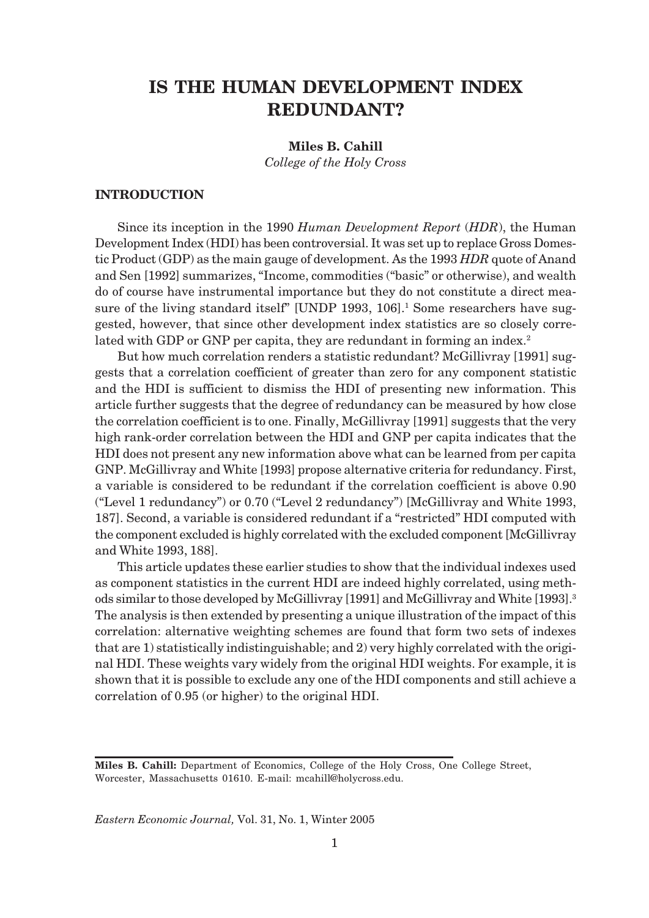# IS THE HUMAN DEVELOPMENT INDEX REDUNDANT?

**Miles B. Cahill**
*College of the Holy Cross*

## INTRODUCTION

Since its inception in the 1990 *Human Development Report* (*HDR*), the Human Development Index (HDI) has been controversial. It was set up to replace Gross Domestic Product (GDP) as the main gauge of development. As the 1993 *HDR* quote of Anand and Sen [1992] summarizes, "Income, commodities ("basic" or otherwise), and wealth do of course have instrumental importance but they do not constitute a direct measure of the living standard itself" [UNDP 1993, 106].[1] Some researchers have suggested, however, that since other development index statistics are so closely correlated with GDP or GNP per capita, they are redundant in forming an index.[2]

But how much correlation renders a statistic redundant? McGillivray [1991] suggests that a correlation coefficient of greater than zero for any component statistic and the HDI is sufficient to dismiss the HDI of presenting new information. This article further suggests that the degree of redundancy can be measured by how close the correlation coefficient is to one. Finally, McGillivray [1991] suggests that the very high rank-order correlation between the HDI and GNP per capita indicates that the HDI does not present any new information above what can be learned from per capita GNP. McGillivray and White [1993] propose alternative criteria for redundancy. First, a variable is considered to be redundant if the correlation coefficient is above 0.90 ("Level 1 redundancy") or 0.70 ("Level 2 redundancy") [McGillivray and White 1993, 187]. Second, a variable is considered redundant if a "restricted" HDI computed with the component excluded is highly correlated with the excluded component [McGillivray and White 1993, 188].

This article updates these earlier studies to show that the individual indexes used as component statistics in the current HDI are indeed highly correlated, using methods similar to those developed by McGillivray [1991] and McGillivray and White [1993].[3] The analysis is then extended by presenting a unique illustration of the impact of this correlation: alternative weighting schemes are found that form two sets of indexes that are 1) statistically indistinguishable; and 2) very highly correlated with the original HDI. These weights vary widely from the original HDI weights. For example, it is shown that it is possible to exclude any one of the HDI components and still achieve a correlation of 0.95 (or higher) to the original HDI.

---

**Miles B. Cahill:** Department of Economics, College of the Holy Cross, One College Street, Worcester, Massachusetts 01610. E-mail: mcahill@holycross.edu.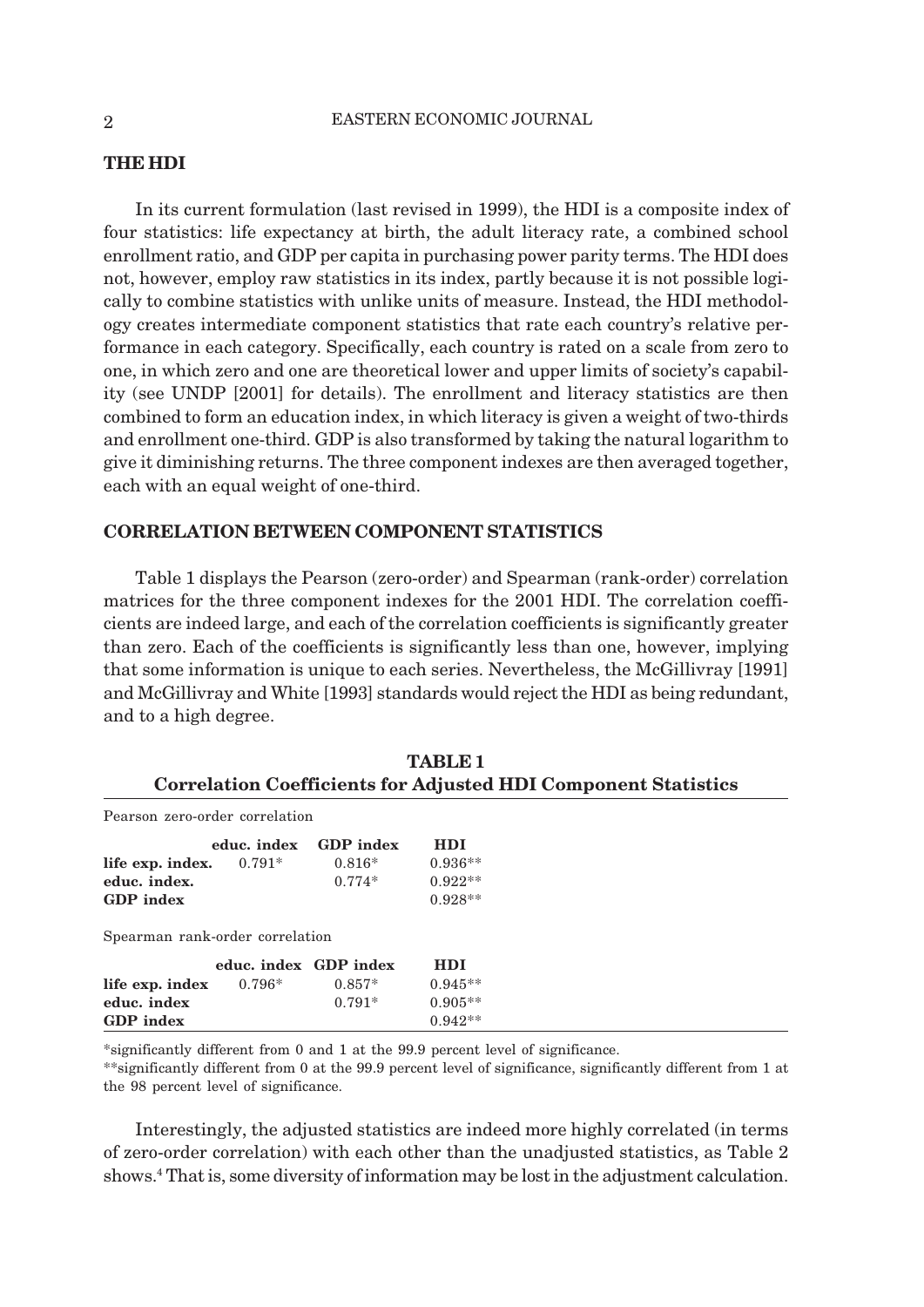## THE HDI

In its current formulation (last revised in 1999), the HDI is a composite index of four statistics: life expectancy at birth, the adult literacy rate, a combined school enrollment ratio, and GDP per capita in purchasing power parity terms. The HDI does not, however, employ raw statistics in its index, partly because it is not possible logically to combine statistics with unlike units of measure. Instead, the HDI methodology creates intermediate component statistics that rate each country's relative performance in each category. Specifically, each country is rated on a scale from zero to one, in which zero and one are theoretical lower and upper limits of society's capability (see UNDP [2001] for details). The enrollment and literacy statistics are then combined to form an education index, in which literacy is given a weight of two-thirds and enrollment one-third. GDP is also transformed by taking the natural logarithm to give it diminishing returns. The three component indexes are then averaged together, each with an equal weight of one-third.

## CORRELATION BETWEEN COMPONENT STATISTICS

Table 1 displays the Pearson (zero-order) and Spearman (rank-order) correlation matrices for the three component indexes for the 2001 HDI. The correlation coefficients are indeed large, and each of the correlation coefficients is significantly greater than zero. Each of the coefficients is significantly less than one, however, implying that some information is unique to each series. Nevertheless, the McGillivray [1991] and McGillivray and White [1993] standards would reject the HDI as being redundant, and to a high degree.

**TABLE 1**
**Correlation Coefficients for Adjusted HDI Component Statistics**

Pearson zero-order correlation

| | educ. index | GDP index | HDI |
|---|---|---|---|
| **life exp. index.** | 0.791* | 0.816* | 0.936** |
| **educ. index.** | | 0.774* | 0.922** |
| **GDP index** | | | 0.928** |

Spearman rank-order correlation

| | educ. index | GDP index | HDI |
|---|---|---|---|
| **life exp. index** | 0.796* | 0.857* | 0.945** |
| **educ. index** | | 0.791* | 0.905** |
| **GDP index** | | | 0.942** |

*significantly different from 0 and 1 at the 99.9 percent level of significance.
**significantly different from 0 at the 99.9 percent level of significance, significantly different from 1 at the 98 percent level of significance.

Interestingly, the adjusted statistics are indeed more highly correlated (in terms of zero-order correlation) with each other than the unadjusted statistics, as Table 2 shows.[4] That is, some diversity of information may be lost in the adjustment calculation.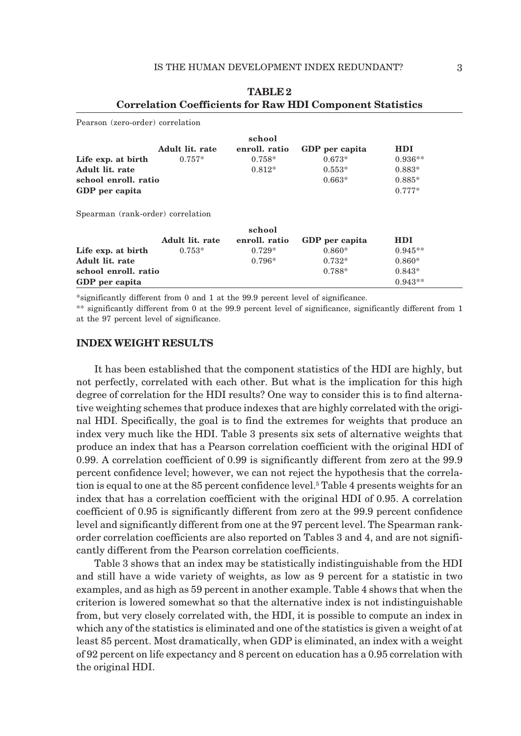**TABLE 2**
**Correlation Coefficients for Raw HDI Component Statistics**

Pearson (zero-order) correlation

| | Adult lit. rate | school enroll. ratio | GDP per capita | HDI |
|---|---|---|---|---|
| **Life exp. at birth** | 0.757* | 0.758* | 0.673* | 0.936** |
| **Adult lit. rate** | | 0.812* | 0.553* | 0.883* |
| **school enroll. ratio** | | | 0.663* | 0.885* |
| **GDP per capita** | | | | 0.777* |

Spearman (rank-order) correlation

| | Adult lit. rate | school enroll. ratio | GDP per capita | HDI |
|---|---|---|---|---|
| **Life exp. at birth** | 0.753* | 0.729* | 0.860* | 0.945** |
| **Adult lit. rate** | | 0.796* | 0.732* | 0.860* |
| **school enroll. ratio** | | | 0.788* | 0.843* |
| **GDP per capita** | | | | 0.943** |

*significantly different from 0 and 1 at the 99.9 percent level of significance.

** significantly different from 0 at the 99.9 percent level of significance, significantly different from 1 at the 97 percent level of significance.

## INDEX WEIGHT RESULTS

It has been established that the component statistics of the HDI are highly, but not perfectly, correlated with each other. But what is the implication for this high degree of correlation for the HDI results? One way to consider this is to find alternative weighting schemes that produce indexes that are highly correlated with the original HDI. Specifically, the goal is to find the extremes for weights that produce an index very much like the HDI. Table 3 presents six sets of alternative weights that produce an index that has a Pearson correlation coefficient with the original HDI of 0.99. A correlation coefficient of 0.99 is significantly different from zero at the 99.9 percent confidence level; however, we can not reject the hypothesis that the correlation is equal to one at the 85 percent confidence level.[5] Table 4 presents weights for an index that has a correlation coefficient with the original HDI of 0.95. A correlation coefficient of 0.95 is significantly different from zero at the 99.9 percent confidence level and significantly different from one at the 97 percent level. The Spearman rank-order correlation coefficients are also reported on Tables 3 and 4, and are not significantly different from the Pearson correlation coefficients.

Table 3 shows that an index may be statistically indistinguishable from the HDI and still have a wide variety of weights, as low as 9 percent for a statistic in two examples, and as high as 59 percent in another example. Table 4 shows that when the criterion is lowered somewhat so that the alternative index is not indistinguishable from, but very closely correlated with, the HDI, it is possible to compute an index in which any of the statistics is eliminated and one of the statistics is given a weight of at least 85 percent. Most dramatically, when GDP is eliminated, an index with a weight of 92 percent on life expectancy and 8 percent on education has a 0.95 correlation with the original HDI.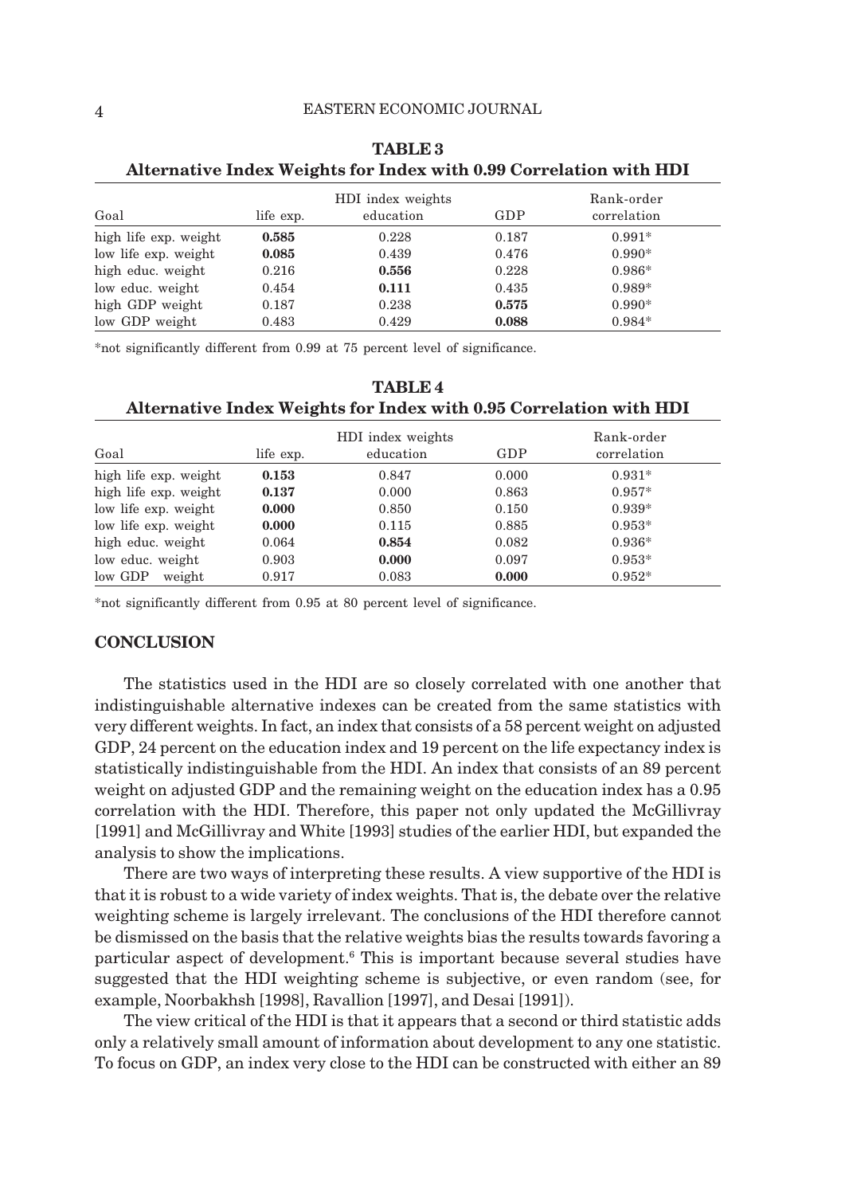**TABLE 3**
**Alternative Index Weights for Index with 0.99 Correlation with HDI**

| Goal | life exp. | HDI index weights education | GDP | Rank-order correlation |
|---|---|---|---|---|
| high life exp. weight | **0.585** | 0.228 | 0.187 | 0.991* |
| low life exp. weight | **0.085** | 0.439 | 0.476 | 0.990* |
| high educ. weight | 0.216 | **0.556** | 0.228 | 0.986* |
| low educ. weight | 0.454 | **0.111** | 0.435 | 0.989* |
| high GDP weight | 0.187 | 0.238 | **0.575** | 0.990* |
| low GDP weight | 0.483 | 0.429 | **0.088** | 0.984* |

*not significantly different from 0.99 at 75 percent level of significance.

**TABLE 4**
**Alternative Index Weights for Index with 0.95 Correlation with HDI**

| Goal | life exp. | HDI index weights education | GDP | Rank-order correlation |
|---|---|---|---|---|
| high life exp. weight | **0.153** | 0.847 | 0.000 | 0.931* |
| high life exp. weight | **0.137** | 0.000 | 0.863 | 0.957* |
| low life exp. weight | **0.000** | 0.850 | 0.150 | 0.939* |
| low life exp. weight | **0.000** | 0.115 | 0.885 | 0.953* |
| high educ. weight | 0.064 | **0.854** | 0.082 | 0.936* |
| low educ. weight | 0.903 | **0.000** | 0.097 | 0.953* |
| low GDP weight | 0.917 | 0.083 | **0.000** | 0.952* |

*not significantly different from 0.95 at 80 percent level of significance.

## CONCLUSION

The statistics used in the HDI are so closely correlated with one another that indistinguishable alternative indexes can be created from the same statistics with very different weights. In fact, an index that consists of a 58 percent weight on adjusted GDP, 24 percent on the education index and 19 percent on the life expectancy index is statistically indistinguishable from the HDI. An index that consists of an 89 percent weight on adjusted GDP and the remaining weight on the education index has a 0.95 correlation with the HDI. Therefore, this paper not only updated the McGillivray [1991] and McGillivray and White [1993] studies of the earlier HDI, but expanded the analysis to show the implications.

There are two ways of interpreting these results. A view supportive of the HDI is that it is robust to a wide variety of index weights. That is, the debate over the relative weighting scheme is largely irrelevant. The conclusions of the HDI therefore cannot be dismissed on the basis that the relative weights bias the results towards favoring a particular aspect of development.[6] This is important because several studies have suggested that the HDI weighting scheme is subjective, or even random (see, for example, Noorbakhsh [1998], Ravallion [1997], and Desai [1991]).

The view critical of the HDI is that it appears that a second or third statistic adds only a relatively small amount of information about development to any one statistic. To focus on GDP, an index very close to the HDI can be constructed with either an 89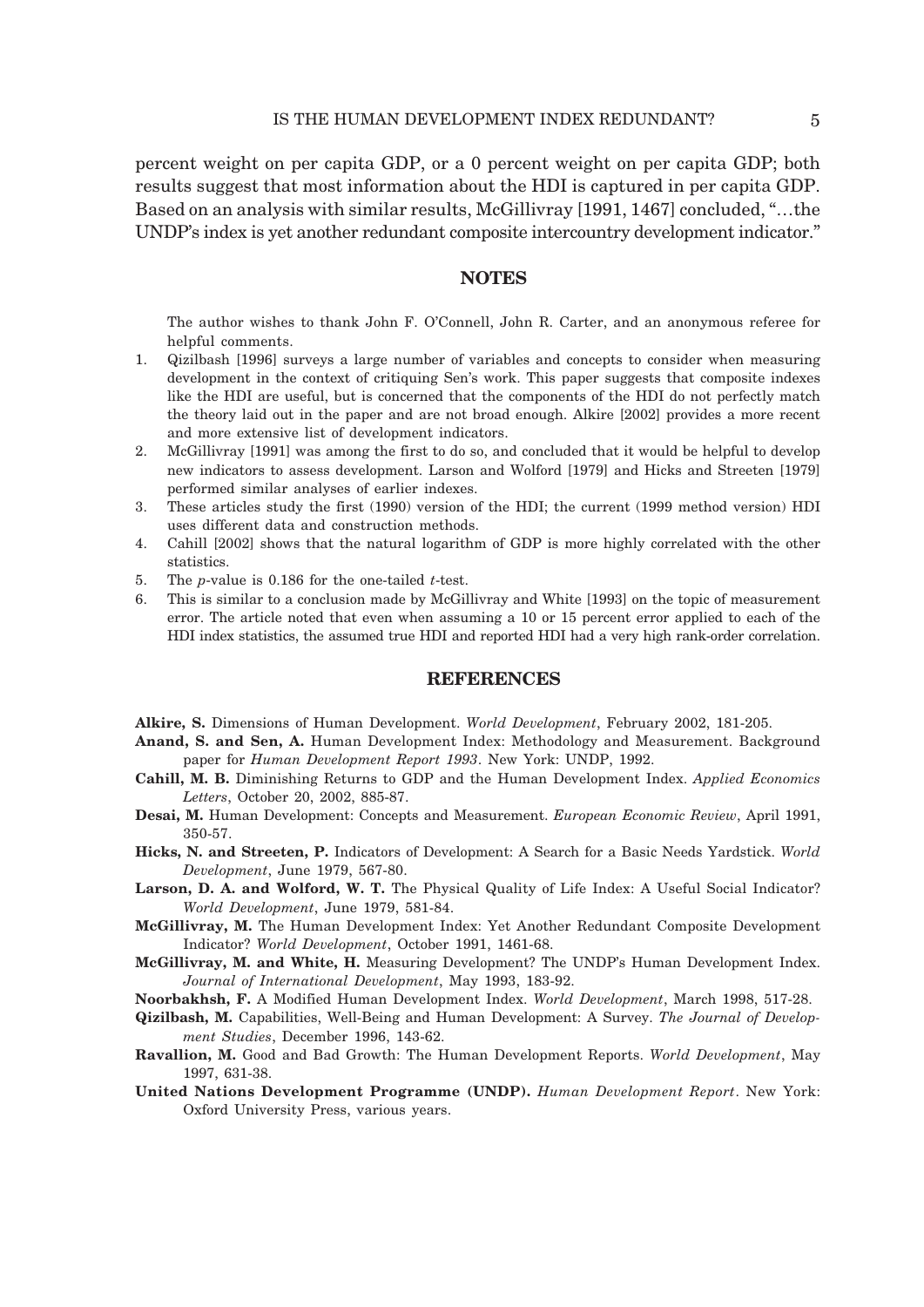percent weight on per capita GDP, or a 0 percent weight on per capita GDP; both results suggest that most information about the HDI is captured in per capita GDP. Based on an analysis with similar results, McGillivray [1991, 1467] concluded, "…the UNDP's index is yet another redundant composite intercountry development indicator."

## NOTES

The author wishes to thank John F. O'Connell, John R. Carter, and an anonymous referee for helpful comments.

1. Qizilbash [1996] surveys a large number of variables and concepts to consider when measuring development in the context of critiquing Sen's work. This paper suggests that composite indexes like the HDI are useful, but is concerned that the components of the HDI do not perfectly match the theory laid out in the paper and are not broad enough. Alkire [2002] provides a more recent and more extensive list of development indicators.
2. McGillivray [1991] was among the first to do so, and concluded that it would be helpful to develop new indicators to assess development. Larson and Wolford [1979] and Hicks and Streeten [1979] performed similar analyses of earlier indexes.
3. These articles study the first (1990) version of the HDI; the current (1999 method version) HDI uses different data and construction methods.
4. Cahill [2002] shows that the natural logarithm of GDP is more highly correlated with the other statistics.
5. The $p$-value is 0.186 for the one-tailed $t$-test.
6. This is similar to a conclusion made by McGillivray and White [1993] on the topic of measurement error. The article noted that even when assuming a 10 or 15 percent error applied to each of the HDI index statistics, the assumed true HDI and reported HDI had a very high rank-order correlation.

## REFERENCES

**Alkire, S.** Dimensions of Human Development. *World Development*, February 2002, 181-205.

**Anand, S. and Sen, A.** Human Development Index: Methodology and Measurement. Background paper for *Human Development Report 1993*. New York: UNDP, 1992.

**Cahill, M. B.** Diminishing Returns to GDP and the Human Development Index. *Applied Economics Letters*, October 20, 2002, 885-87.

**Desai, M.** Human Development: Concepts and Measurement. *European Economic Review*, April 1991, 350-57.

**Hicks, N. and Streeten, P.** Indicators of Development: A Search for a Basic Needs Yardstick. *World Development*, June 1979, 567-80.

**Larson, D. A. and Wolford, W. T.** The Physical Quality of Life Index: A Useful Social Indicator? *World Development*, June 1979, 581-84.

**McGillivray, M.** The Human Development Index: Yet Another Redundant Composite Development Indicator? *World Development*, October 1991, 1461-68.

**McGillivray, M. and White, H.** Measuring Development? The UNDP's Human Development Index. *Journal of International Development*, May 1993, 183-92.

**Noorbakhsh, F.** A Modified Human Development Index. *World Development*, March 1998, 517-28.

**Qizilbash, M.** Capabilities, Well-Being and Human Development: A Survey. *The Journal of Development Studies*, December 1996, 143-62.

**Ravallion, M.** Good and Bad Growth: The Human Development Reports. *World Development*, May 1997, 631-38.

**United Nations Development Programme (UNDP).** *Human Development Report*. New York: Oxford University Press, various years.